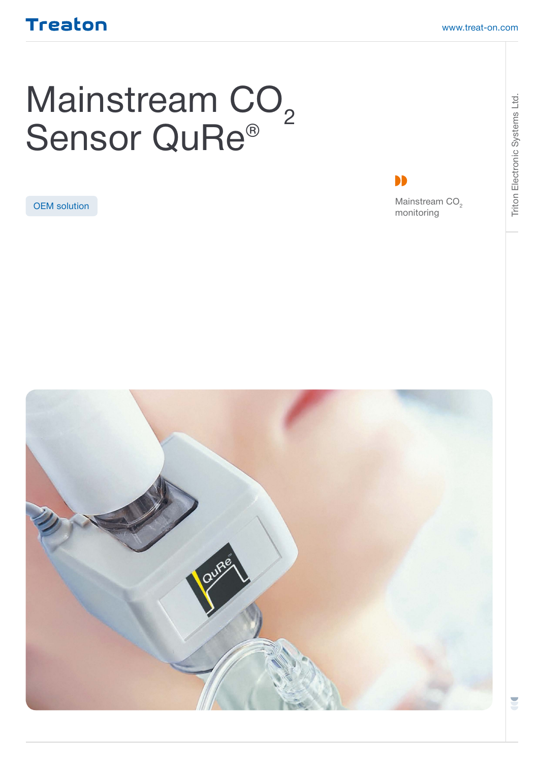Treaton

www.treat-on.com

# Mainstream $CO_2$ Sensor QuRe®

OEM solution

Mainstream $CO_2$ monitoring

Triton Electronic Systems Ltd.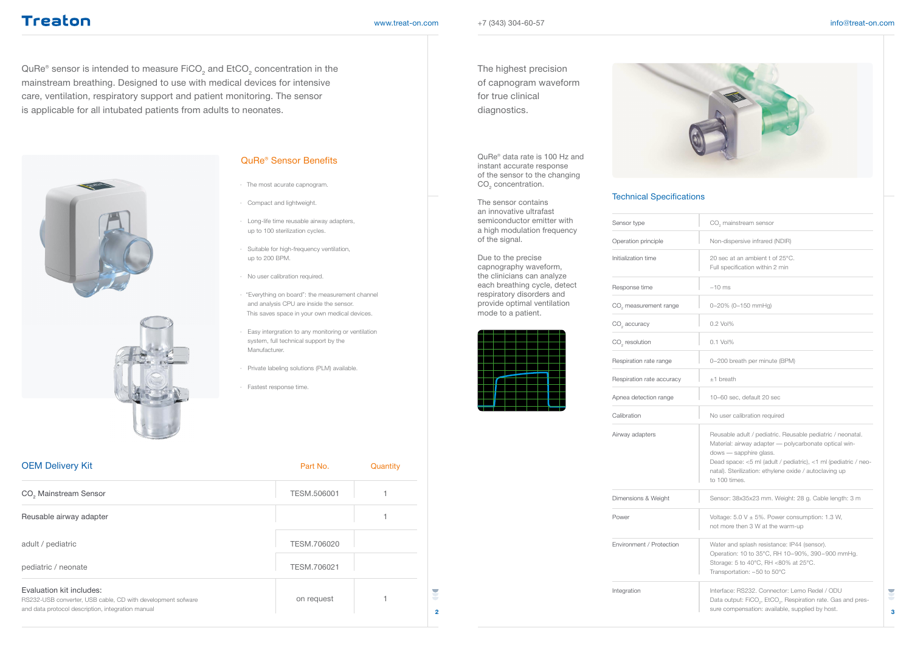QuRe® sensor is intended to measure $FiCO_2$ and $EtCO_2$ concentration in the mainstream breathing. Designed to use with medical devices for intensive care, ventilation, respiratory support and patient monitoring. The sensor is applicable for all intubated patients from adults to neonates.

## QuRe® Sensor Benefits

- The most acurate capnogram.
- Compact and lightweight.
- Long-life time reusable airway adapters, up to 100 sterilization cycles.
- Suitable for high-frequency ventilation, up to 200 BPM.
- No user calibration required.
- "Everything on board": the measurement channel and analysis CPU are inside the sensor. This saves space in your own medical devices.
- Easy intergration to any monitoring or ventilation system, full technical support by the Manufacturer.
- Private labeling solutions (PLM) available.
- Fastest response time.

## OEM Delivery Kit

| OEM Delivery Kit | Part No. | Quantity |
|---|---|---|
| $CO_2$ Mainstream Sensor | TESM.506001 | 1 |
| Reusable airway adapter | | 1 |
| adult / pediatric | TESM.706020 | |
| pediatric / neonate | TESM.706021 | |
| Evaluation kit includes: RS232-USB converter, USB cable, CD with development sofware and data protocol description, integration manual | on request | 1 |

The highest precision of capnogram waveform for true clinical diagnostics.

QuRe® data rate is 100 Hz and instant accurate response of the sensor to the changing $CO_2$ concentration.

The sensor contains an innovative ultrafast semiconductor emitter with a high modulation frequency of the signal.

Due to the precise capnography waveform, the clinicians can analyze each breathing cycle, detect respiratory disorders and provide optimal ventilation mode to a patient.

## Technical Specifications

| Parameter | Value |
|---|---|
| Sensor type | $CO_2$ mainstream sensor |
| Operation principle | Non-dispersive infrared (NDIR) |
| Initialization time | 20 sec at an ambient t of 25°C. Full specification within 2 min |
| Response time | ~10 ms |
| $CO_2$ measurement range | 0–20% (0–150 mmHg) |
| $CO_2$ accuracy | 0.2 Vol% |
| $CO_2$ resolution | 0.1 Vol% |
| Respiration rate range | 0–200 breath per minute (BPM) |
| Respiration rate accuracy | ±1 breath |
| Apnea detection range | 10–60 sec, default 20 sec |
| Calibration | No user calibration required |
| Airway adapters | Reusable adult / pediatric. Reusable pediatric / neonatal. Material: airway adapter — polycarbonate optical windows — sapphire glass. Dead space: <5 ml (adult / pediatric), <1 ml (pediatric / neonatal). Sterilization: ethylene oxide / autoclaving up to 100 times. |
| Dimensions & Weight | Sensor: 38x35x23 mm. Weight: 28 g. Cable length: 3 m |
| Power | Voltage: 5.0 V ± 5%. Power consumption: 1.3 W, not more then 3 W at the warm-up |
| Environment / Protection | Water and splash resistance: IP44 (sensor). Operation: 10 to 35°C, RH 10–90%, 390–900 mmHg. Storage: 5 to 40°C, RH <80% at 25°C. Transportation: –50 to 50°C |
| Integration | Interface: RS232. Connector: Lemo Redel / ODU. Data output: $FiCO_2$, $EtCO_2$, Respiration rate. Gas and pressure compensation: available, supplied by host. |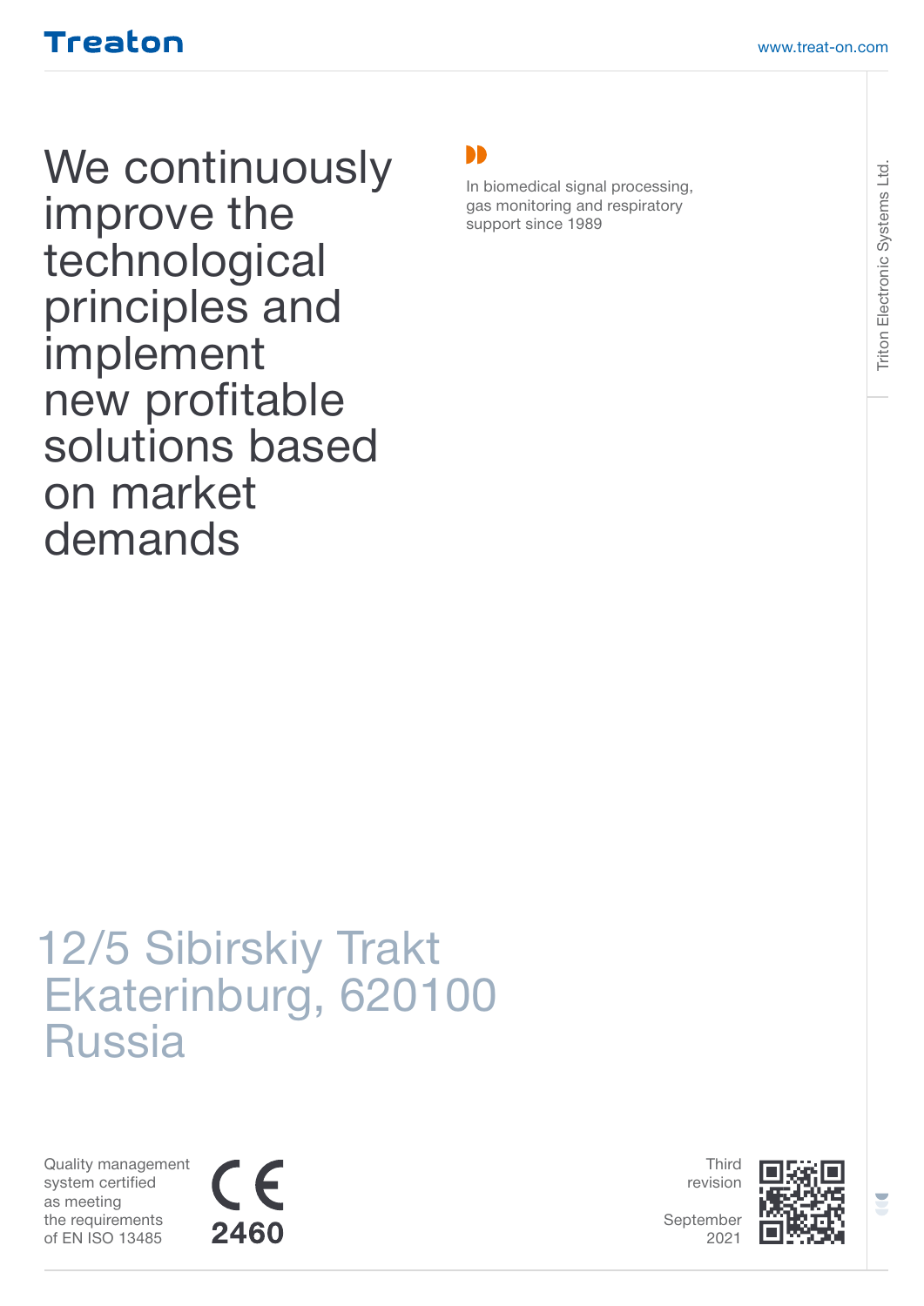Treaton

www.treat-on.com

Triton Electronic Systems Ltd.

# We continuously improve the technological principles and implement new profitable solutions based on market demands

In biomedical signal processing, gas monitoring and respiratory support since 1989

12/5 Sibirskiy Trakt
Ekaterinburg, 620100
Russia

Quality management system certified as meeting the requirements of EN ISO 13485

CE 2460

Third revision

September 2021